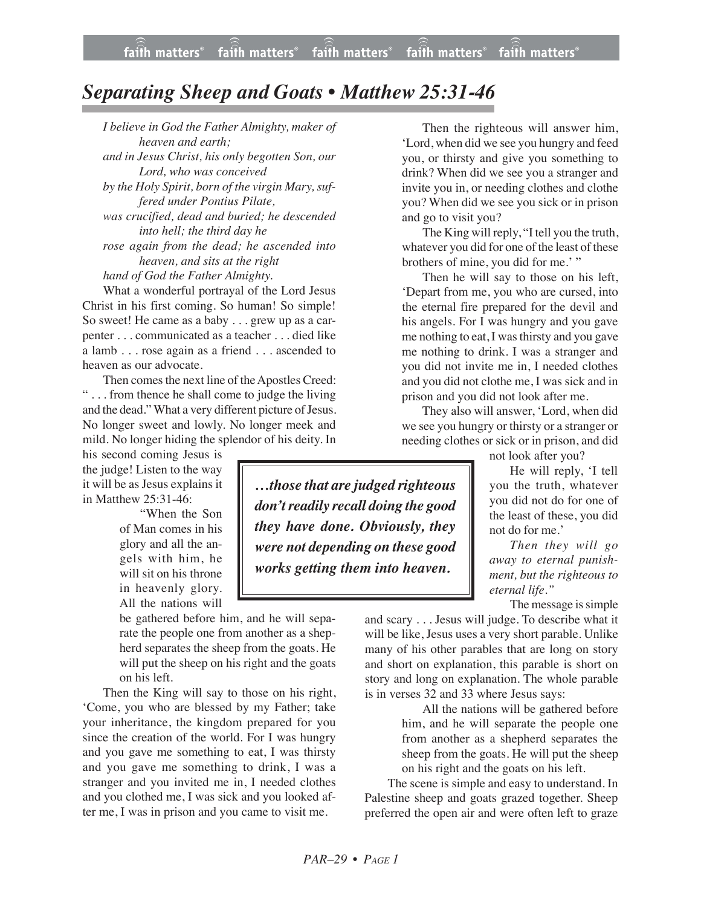# *Separating Sheep and Goats • Matthew 25:31-46*

*I believe in God the Father Almighty, maker of heaven and earth;*
*and in Jesus Christ, his only begotten Son, our Lord, who was conceived*
*by the Holy Spirit, born of the virgin Mary, suffered under Pontius Pilate,*
*was crucified, dead and buried; he descended into hell; the third day he*
*rose again from the dead; he ascended into heaven, and sits at the right*
*hand of God the Father Almighty.*

What a wonderful portrayal of the Lord Jesus Christ in his first coming. So human! So simple! So sweet! He came as a baby . . . grew up as a carpenter . . . communicated as a teacher . . . died like a lamb . . . rose again as a friend . . . ascended to heaven as our advocate.

Then comes the next line of the Apostles Creed: " . . . from thence he shall come to judge the living and the dead." What a very different picture of Jesus. No longer sweet and lowly. No longer meek and mild. No longer hiding the splendor of his deity. In his second coming Jesus is the judge! Listen to the way it will be as Jesus explains it in Matthew 25:31-46:

> "When the Son of Man comes in his glory and all the angels with him, he will sit on his throne in heavenly glory. All the nations will be gathered before him, and he will separate the people one from another as a shepherd separates the sheep from the goats. He will put the sheep on his right and the goats on his left.

Then the King will say to those on his right, 'Come, you who are blessed by my Father; take your inheritance, the kingdom prepared for you since the creation of the world. For I was hungry and you gave me something to eat, I was thirsty and you gave me something to drink, I was a stranger and you invited me in, I needed clothes and you clothed me, I was sick and you looked after me, I was in prison and you came to visit me.

Then the righteous will answer him, 'Lord, when did we see you hungry and feed you, or thirsty and give you something to drink? When did we see you a stranger and invite you in, or needing clothes and clothe you? When did we see you sick or in prison and go to visit you?

The King will reply, "I tell you the truth, whatever you did for one of the least of these brothers of mine, you did for me.' "

Then he will say to those on his left, 'Depart from me, you who are cursed, into the eternal fire prepared for the devil and his angels. For I was hungry and you gave me nothing to eat, I was thirsty and you gave me nothing to drink. I was a stranger and you did not invite me in, I needed clothes and you did not clothe me, I was sick and in prison and you did not look after me.

They also will answer, 'Lord, when did we see you hungry or thirsty or a stranger or needing clothes or sick or in prison, and did not look after you?

He will reply, 'I tell you the truth, whatever you did not do for one of the least of these, you did not do for me.'

*Then they will go away to eternal punishment, but the righteous to eternal life."*

> ***…those that are judged righteous don't readily recall doing the good they have done. Obviously, they were not depending on these good works getting them into heaven.***

The message is simple and scary . . . Jesus will judge. To describe what it will be like, Jesus uses a very short parable. Unlike many of his other parables that are long on story and short on explanation, this parable is short on story and long on explanation. The whole parable is in verses 32 and 33 where Jesus says:

> All the nations will be gathered before him, and he will separate the people one from another as a shepherd separates the sheep from the goats. He will put the sheep on his right and the goats on his left.

The scene is simple and easy to understand. In Palestine sheep and goats grazed together. Sheep preferred the open air and were often left to graze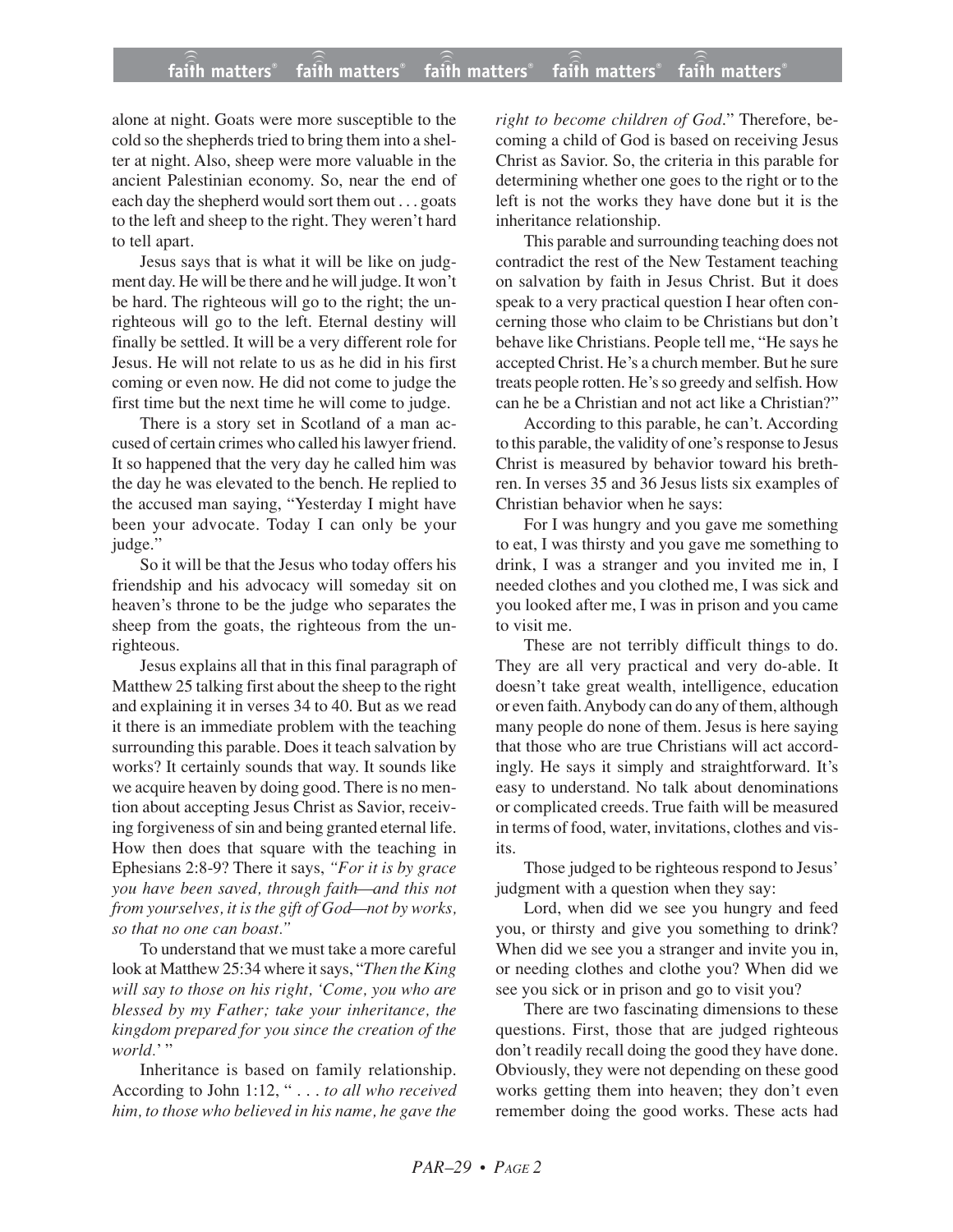alone at night. Goats were more susceptible to the cold so the shepherds tried to bring them into a shelter at night. Also, sheep were more valuable in the ancient Palestinian economy. So, near the end of each day the shepherd would sort them out . . . goats to the left and sheep to the right. They weren't hard to tell apart.

Jesus says that is what it will be like on judgment day. He will be there and he will judge. It won't be hard. The righteous will go to the right; the unrighteous will go to the left. Eternal destiny will finally be settled. It will be a very different role for Jesus. He will not relate to us as he did in his first coming or even now. He did not come to judge the first time but the next time he will come to judge.

There is a story set in Scotland of a man accused of certain crimes who called his lawyer friend. It so happened that the very day he called him was the day he was elevated to the bench. He replied to the accused man saying, "Yesterday I might have been your advocate. Today I can only be your judge."

So it will be that the Jesus who today offers his friendship and his advocacy will someday sit on heaven's throne to be the judge who separates the sheep from the goats, the righteous from the unrighteous.

Jesus explains all that in this final paragraph of Matthew 25 talking first about the sheep to the right and explaining it in verses 34 to 40. But as we read it there is an immediate problem with the teaching surrounding this parable. Does it teach salvation by works? It certainly sounds that way. It sounds like we acquire heaven by doing good. There is no mention about accepting Jesus Christ as Savior, receiving forgiveness of sin and being granted eternal life. How then does that square with the teaching in Ephesians 2:8-9? There it says, *"For it is by grace you have been saved, through faith—and this not from yourselves, it is the gift of God—not by works, so that no one can boast."*

To understand that we must take a more careful look at Matthew 25:34 where it says, "*Then the King will say to those on his right, 'Come, you who are blessed by my Father; take your inheritance, the kingdom prepared for you since the creation of the world.'* "

Inheritance is based on family relationship. According to John 1:12, " . . . *to all who received him, to those who believed in his name, he gave the right to become children of God.*" Therefore, becoming a child of God is based on receiving Jesus Christ as Savior. So, the criteria in this parable for determining whether one goes to the right or to the left is not the works they have done but it is the inheritance relationship.

This parable and surrounding teaching does not contradict the rest of the New Testament teaching on salvation by faith in Jesus Christ. But it does speak to a very practical question I hear often concerning those who claim to be Christians but don't behave like Christians. People tell me, "He says he accepted Christ. He's a church member. But he sure treats people rotten. He's so greedy and selfish. How can he be a Christian and not act like a Christian?"

According to this parable, he can't. According to this parable, the validity of one's response to Jesus Christ is measured by behavior toward his brethren. In verses 35 and 36 Jesus lists six examples of Christian behavior when he says:

For I was hungry and you gave me something to eat, I was thirsty and you gave me something to drink, I was a stranger and you invited me in, I needed clothes and you clothed me, I was sick and you looked after me, I was in prison and you came to visit me.

These are not terribly difficult things to do. They are all very practical and very do-able. It doesn't take great wealth, intelligence, education or even faith. Anybody can do any of them, although many people do none of them. Jesus is here saying that those who are true Christians will act accordingly. He says it simply and straightforward. It's easy to understand. No talk about denominations or complicated creeds. True faith will be measured in terms of food, water, invitations, clothes and visits.

Those judged to be righteous respond to Jesus' judgment with a question when they say:

Lord, when did we see you hungry and feed you, or thirsty and give you something to drink? When did we see you a stranger and invite you in, or needing clothes and clothe you? When did we see you sick or in prison and go to visit you?

There are two fascinating dimensions to these questions. First, those that are judged righteous don't readily recall doing the good they have done. Obviously, they were not depending on these good works getting them into heaven; they don't even remember doing the good works. These acts had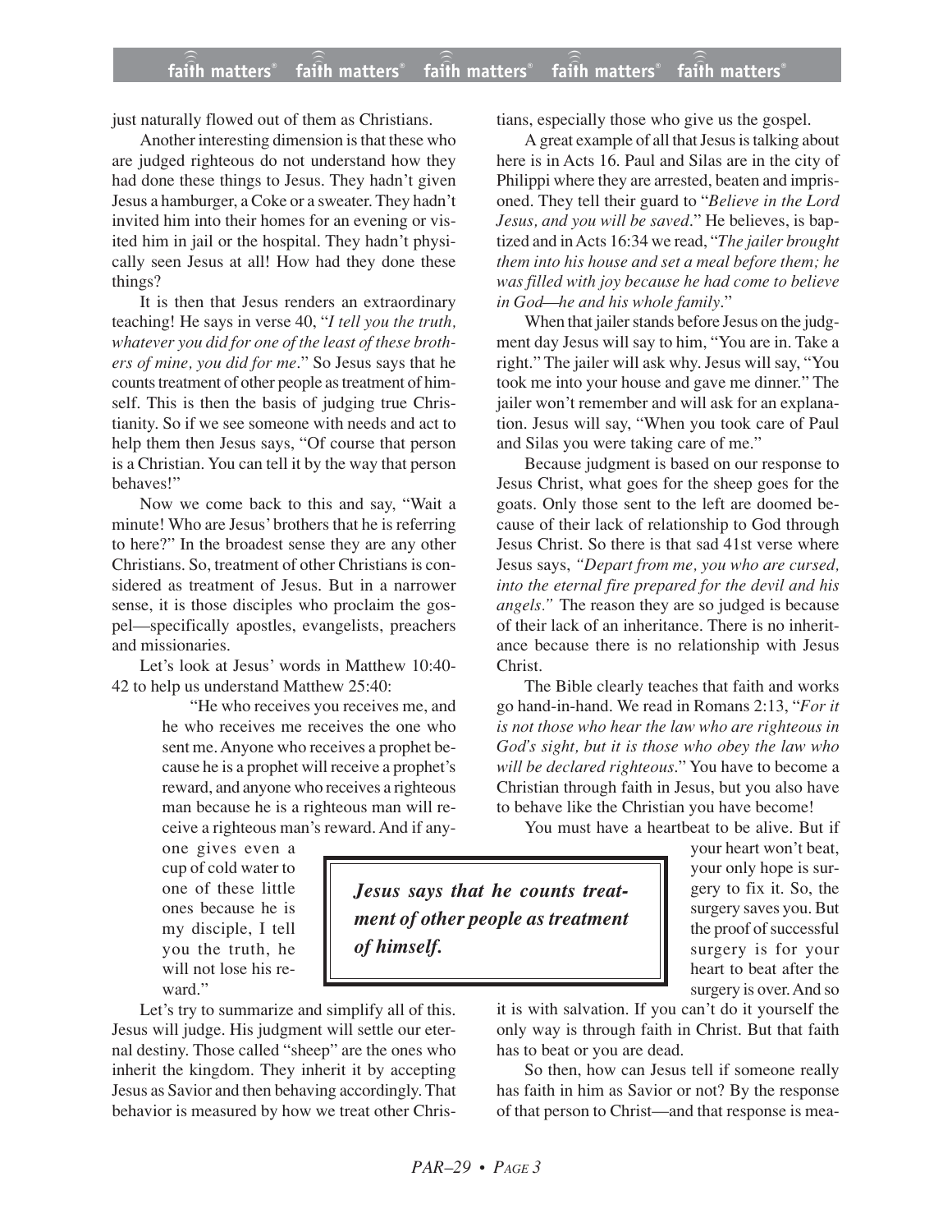just naturally flowed out of them as Christians.

Another interesting dimension is that these who are judged righteous do not understand how they had done these things to Jesus. They hadn't given Jesus a hamburger, a Coke or a sweater. They hadn't invited him into their homes for an evening or visited him in jail or the hospital. They hadn't physically seen Jesus at all! How had they done these things?

It is then that Jesus renders an extraordinary teaching! He says in verse 40, "*I tell you the truth, whatever you did for one of the least of these brothers of mine, you did for me*." So Jesus says that he counts treatment of other people as treatment of himself. This is then the basis of judging true Christianity. So if we see someone with needs and act to help them then Jesus says, "Of course that person is a Christian. You can tell it by the way that person behaves!"

Now we come back to this and say, "Wait a minute! Who are Jesus' brothers that he is referring to here?" In the broadest sense they are any other Christians. So, treatment of other Christians is considered as treatment of Jesus. But in a narrower sense, it is those disciples who proclaim the gospel—specifically apostles, evangelists, preachers and missionaries.

Let's look at Jesus' words in Matthew 10:40-42 to help us understand Matthew 25:40:

> "He who receives you receives me, and he who receives me receives the one who sent me. Anyone who receives a prophet because he is a prophet will receive a prophet's reward, and anyone who receives a righteous man because he is a righteous man will receive a righteous man's reward. And if anyone gives even a cup of cold water to one of these little ones because he is my disciple, I tell you the truth, he will not lose his reward."

Let's try to summarize and simplify all of this. Jesus will judge. His judgment will settle our eternal destiny. Those called "sheep" are the ones who inherit the kingdom. They inherit it by accepting Jesus as Savior and then behaving accordingly. That behavior is measured by how we treat other Christians, especially those who give us the gospel.

A great example of all that Jesus is talking about here is in Acts 16. Paul and Silas are in the city of Philippi where they are arrested, beaten and imprisoned. They tell their guard to "*Believe in the Lord Jesus, and you will be saved*." He believes, is baptized and in Acts 16:34 we read, "*The jailer brought them into his house and set a meal before them; he was filled with joy because he had come to believe in God—he and his whole family*."

When that jailer stands before Jesus on the judgment day Jesus will say to him, "You are in. Take a right." The jailer will ask why. Jesus will say, "You took me into your house and gave me dinner." The jailer won't remember and will ask for an explanation. Jesus will say, "When you took care of Paul and Silas you were taking care of me."

Because judgment is based on our response to Jesus Christ, what goes for the sheep goes for the goats. Only those sent to the left are doomed because of their lack of relationship to God through Jesus Christ. So there is that sad 41st verse where Jesus says, *"Depart from me, you who are cursed, into the eternal fire prepared for the devil and his angels."* The reason they are so judged is because of their lack of an inheritance. There is no inheritance because there is no relationship with Jesus Christ.

The Bible clearly teaches that faith and works go hand-in-hand. We read in Romans 2:13, "*For it is not those who hear the law who are righteous in God's sight, but it is those who obey the law who will be declared righteous*." You have to become a Christian through faith in Jesus, but you also have to behave like the Christian you have become!

You must have a heartbeat to be alive. But if your heart won't beat, your only hope is surgery to fix it. So, the surgery saves you. But the proof of successful surgery is for your heart to beat after the surgery is over. And so it is with salvation. If you can't do it yourself the only way is through faith in Christ. But that faith has to beat or you are dead.

> ***Jesus says that he counts treatment of other people as treatment of himself.***

So then, how can Jesus tell if someone really has faith in him as Savior or not? By the response of that person to Christ—and that response is mea-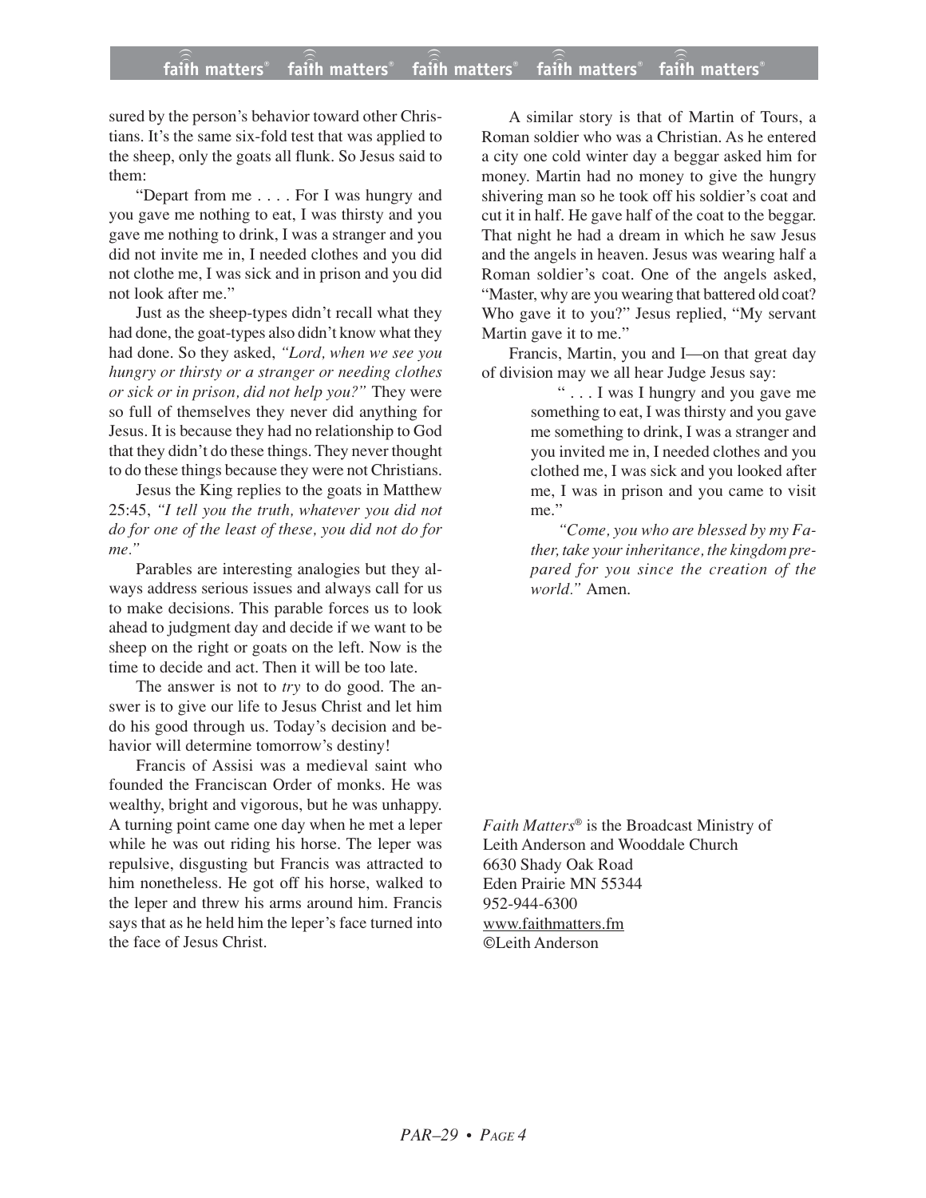sured by the person's behavior toward other Christians. It's the same six-fold test that was applied to the sheep, only the goats all flunk. So Jesus said to them:

"Depart from me . . . . For I was hungry and you gave me nothing to eat, I was thirsty and you gave me nothing to drink, I was a stranger and you did not invite me in, I needed clothes and you did not clothe me, I was sick and in prison and you did not look after me."

Just as the sheep-types didn't recall what they had done, the goat-types also didn't know what they had done. So they asked, *"Lord, when we see you hungry or thirsty or a stranger or needing clothes or sick or in prison, did not help you?"* They were so full of themselves they never did anything for Jesus. It is because they had no relationship to God that they didn't do these things. They never thought to do these things because they were not Christians.

Jesus the King replies to the goats in Matthew 25:45, *"I tell you the truth, whatever you did not do for one of the least of these, you did not do for me."*

Parables are interesting analogies but they always address serious issues and always call for us to make decisions. This parable forces us to look ahead to judgment day and decide if we want to be sheep on the right or goats on the left. Now is the time to decide and act. Then it will be too late.

The answer is not to *try* to do good. The answer is to give our life to Jesus Christ and let him do his good through us. Today's decision and behavior will determine tomorrow's destiny!

Francis of Assisi was a medieval saint who founded the Franciscan Order of monks. He was wealthy, bright and vigorous, but he was unhappy. A turning point came one day when he met a leper while he was out riding his horse. The leper was repulsive, disgusting but Francis was attracted to him nonetheless. He got off his horse, walked to the leper and threw his arms around him. Francis says that as he held him the leper's face turned into the face of Jesus Christ.

A similar story is that of Martin of Tours, a Roman soldier who was a Christian. As he entered a city one cold winter day a beggar asked him for money. Martin had no money to give the hungry shivering man so he took off his soldier's coat and cut it in half. He gave half of the coat to the beggar. That night he had a dream in which he saw Jesus and the angels in heaven. Jesus was wearing half a Roman soldier's coat. One of the angels asked, "Master, why are you wearing that battered old coat? Who gave it to you?" Jesus replied, "My servant Martin gave it to me."

Francis, Martin, you and I—on that great day of division may we all hear Judge Jesus say:

> " . . . I was I hungry and you gave me something to eat, I was thirsty and you gave me something to drink, I was a stranger and you invited me in, I needed clothes and you clothed me, I was sick and you looked after me, I was in prison and you came to visit me."
>
> *"Come, you who are blessed by my Father, take your inheritance, the kingdom prepared for you since the creation of the world."* Amen.

*Faith Matters*® is the Broadcast Ministry of
Leith Anderson and Wooddale Church
6630 Shady Oak Road
Eden Prairie MN 55344
952-944-6300
www.faithmatters.fm
©Leith Anderson